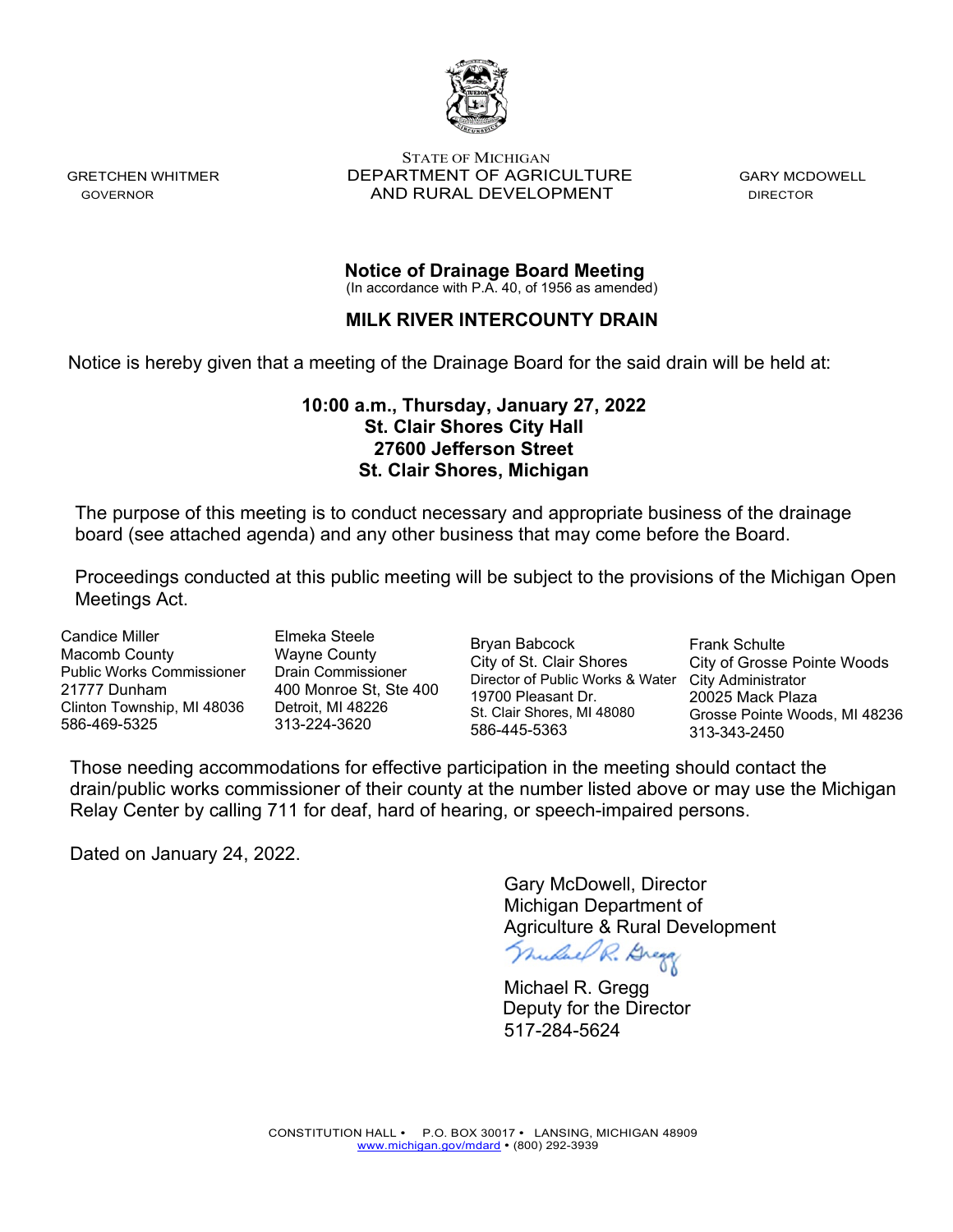GRETCHEN WHITMER
GOVERNOR

STATE OF MICHIGAN
DEPARTMENT OF AGRICULTURE
AND RURAL DEVELOPMENT

GARY MCDOWELL
DIRECTOR

## Notice of Drainage Board Meeting

(In accordance with P.A. 40, of 1956 as amended)

## MILK RIVER INTERCOUNTY DRAIN

Notice is hereby given that a meeting of the Drainage Board for the said drain will be held at:

**10:00 a.m., Thursday, January 27, 2022**
**St. Clair Shores City Hall**
**27600 Jefferson Street**
**St. Clair Shores, Michigan**

The purpose of this meeting is to conduct necessary and appropriate business of the drainage board (see attached agenda) and any other business that may come before the Board.

Proceedings conducted at this public meeting will be subject to the provisions of the Michigan Open Meetings Act.

Candice Miller
Macomb County
Public Works Commissioner
21777 Dunham
Clinton Township, MI 48036
586-469-5325

Elmeka Steele
Wayne County
Drain Commissioner
400 Monroe St, Ste 400
Detroit, MI 48226
313-224-3620

Bryan Babcock
City of St. Clair Shores
Director of Public Works & Water
19700 Pleasant Dr.
St. Clair Shores, MI 48080
586-445-5363

Frank Schulte
City of Grosse Pointe Woods
City Administrator
20025 Mack Plaza
Grosse Pointe Woods, MI 48236
313-343-2450

Those needing accommodations for effective participation in the meeting should contact the drain/public works commissioner of their county at the number listed above or may use the Michigan Relay Center by calling 711 for deaf, hard of hearing, or speech-impaired persons.

Dated on January 24, 2022.

Gary McDowell, Director
Michigan Department of
Agriculture & Rural Development

Michael R. Gregg
Deputy for the Director
517-284-5624

CONSTITUTION HALL • P.O. BOX 30017 • LANSING, MICHIGAN 48909
www.michigan.gov/mdard • (800) 292-3939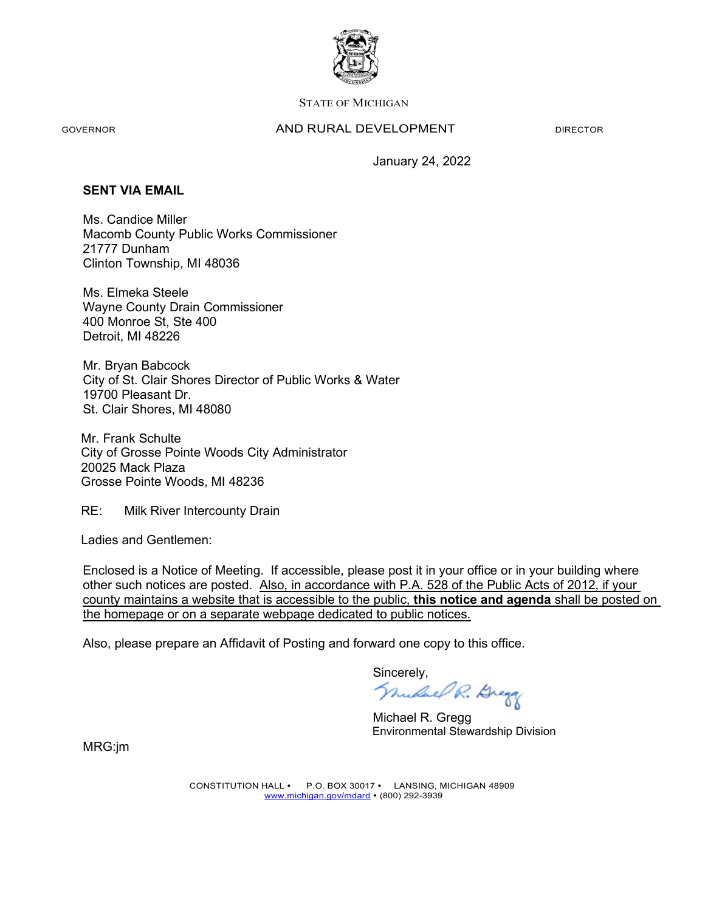STATE OF MICHIGAN

GOVERNOR AND RURAL DEVELOPMENT DIRECTOR

January 24, 2022

**SENT VIA EMAIL**

Ms. Candice Miller
Macomb County Public Works Commissioner
21777 Dunham
Clinton Township, MI 48036

Ms. Elmeka Steele
Wayne County Drain Commissioner
400 Monroe St, Ste 400
Detroit, MI 48226

Mr. Bryan Babcock
City of St. Clair Shores Director of Public Works & Water
19700 Pleasant Dr.
St. Clair Shores, MI 48080

Mr. Frank Schulte
City of Grosse Pointe Woods City Administrator
20025 Mack Plaza
Grosse Pointe Woods, MI 48236

RE: Milk River Intercounty Drain

Ladies and Gentlemen:

Enclosed is a Notice of Meeting. If accessible, please post it in your office or in your building where other such notices are posted. <u>Also, in accordance with P.A. 528 of the Public Acts of 2012, if your county maintains a website that is accessible to the public, **this notice and agenda** shall be posted on the homepage or on a separate webpage dedicated to public notices.</u>

Also, please prepare an Affidavit of Posting and forward one copy to this office.

Sincerely,

Michael R. Gregg
Environmental Stewardship Division

MRG:jm

CONSTITUTION HALL • P.O. BOX 30017 • LANSING, MICHIGAN 48909
www.michigan.gov/mdard • (800) 292-3939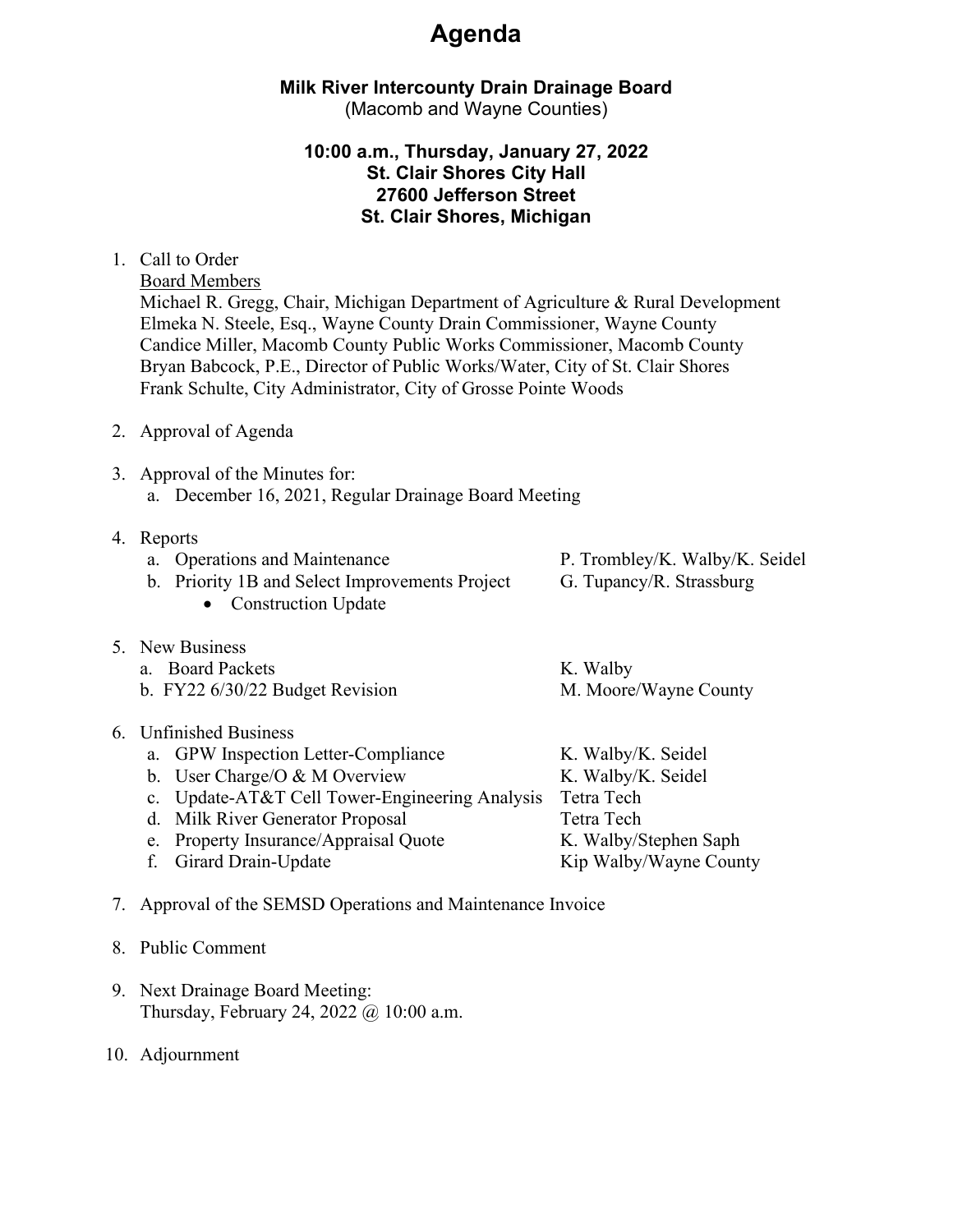# Agenda

**Milk River Intercounty Drain Drainage Board**
(Macomb and Wayne Counties)

**10:00 a.m., Thursday, January 27, 2022**
**St. Clair Shores City Hall**
**27600 Jefferson Street**
**St. Clair Shores, Michigan**

1. Call to Order
   Board Members
   Michael R. Gregg, Chair, Michigan Department of Agriculture & Rural Development
   Elmeka N. Steele, Esq., Wayne County Drain Commissioner, Wayne County
   Candice Miller, Macomb County Public Works Commissioner, Macomb County
   Bryan Babcock, P.E., Director of Public Works/Water, City of St. Clair Shores
   Frank Schulte, City Administrator, City of Grosse Pointe Woods

2. Approval of Agenda

3. Approval of the Minutes for:
   a. December 16, 2021, Regular Drainage Board Meeting

4. Reports
   a. Operations and Maintenance — P. Trombley/K. Walby/K. Seidel
   b. Priority 1B and Select Improvements Project — G. Tupancy/R. Strassburg
      - Construction Update

5. New Business
   a. Board Packets — K. Walby
   b. FY22 6/30/22 Budget Revision — M. Moore/Wayne County

6. Unfinished Business
   a. GPW Inspection Letter-Compliance — K. Walby/K. Seidel
   b. User Charge/O & M Overview — K. Walby/K. Seidel
   c. Update-AT&T Cell Tower-Engineering Analysis — Tetra Tech
   d. Milk River Generator Proposal — Tetra Tech
   e. Property Insurance/Appraisal Quote — K. Walby/Stephen Saph
   f. Girard Drain-Update — Kip Walby/Wayne County

7. Approval of the SEMSD Operations and Maintenance Invoice

8. Public Comment

9. Next Drainage Board Meeting:
   Thursday, February 24, 2022 @ 10:00 a.m.

10. Adjournment